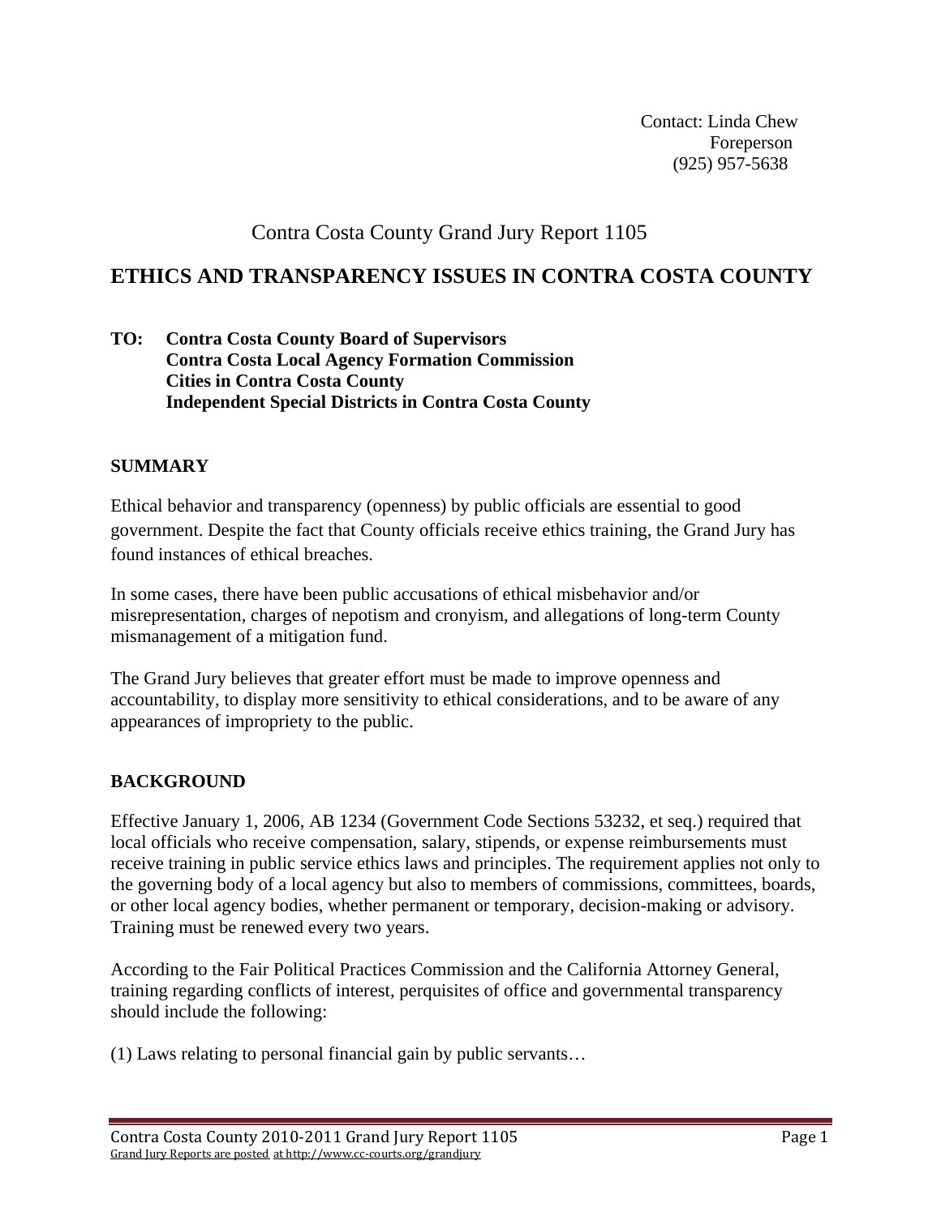Contact: Linda Chew
Foreperson
(925) 957-5638

Contra Costa County Grand Jury Report 1105

# ETHICS AND TRANSPARENCY ISSUES IN CONTRA COSTA COUNTY

**TO: Contra Costa County Board of Supervisors**
**Contra Costa Local Agency Formation Commission**
**Cities in Contra Costa County**
**Independent Special Districts in Contra Costa County**

## SUMMARY

Ethical behavior and transparency (openness) by public officials are essential to good government. Despite the fact that County officials receive ethics training, the Grand Jury has found instances of ethical breaches.

In some cases, there have been public accusations of ethical misbehavior and/or misrepresentation, charges of nepotism and cronyism, and allegations of long-term County mismanagement of a mitigation fund.

The Grand Jury believes that greater effort must be made to improve openness and accountability, to display more sensitivity to ethical considerations, and to be aware of any appearances of impropriety to the public.

## BACKGROUND

Effective January 1, 2006, AB 1234 (Government Code Sections 53232, et seq.) required that local officials who receive compensation, salary, stipends, or expense reimbursements must receive training in public service ethics laws and principles. The requirement applies not only to the governing body of a local agency but also to members of commissions, committees, boards, or other local agency bodies, whether permanent or temporary, decision-making or advisory. Training must be renewed every two years.

According to the Fair Political Practices Commission and the California Attorney General, training regarding conflicts of interest, perquisites of office and governmental transparency should include the following:

(1) Laws relating to personal financial gain by public servants…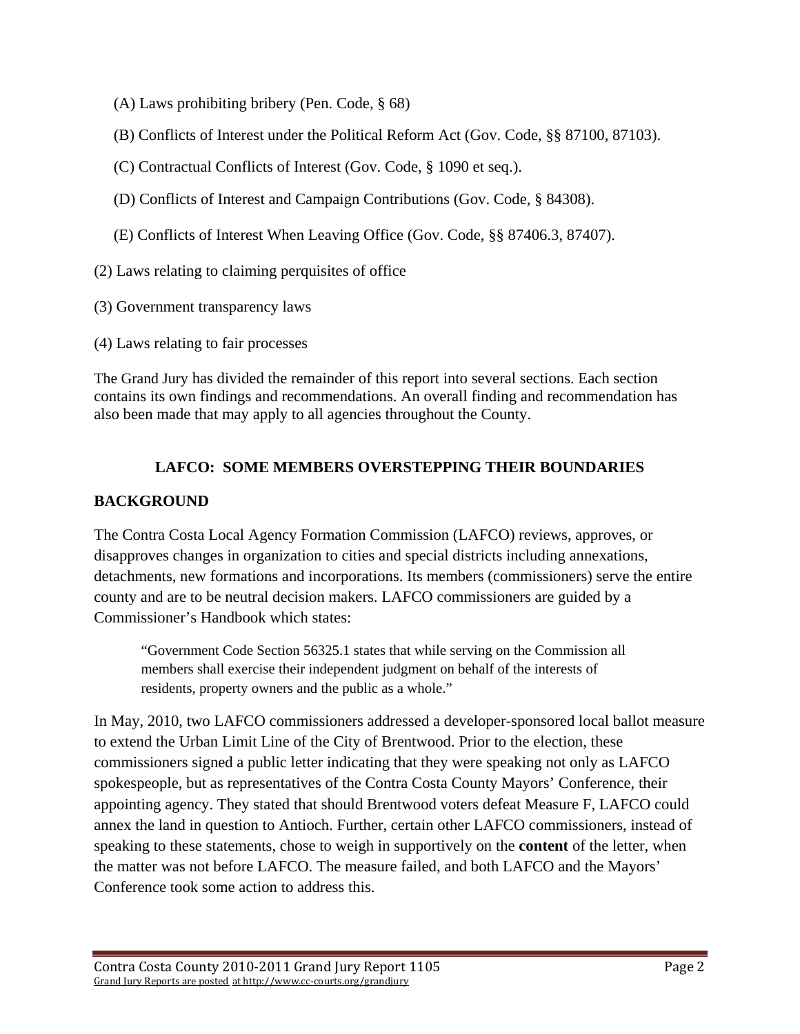(A) Laws prohibiting bribery (Pen. Code, § 68)

(B) Conflicts of Interest under the Political Reform Act (Gov. Code, §§ 87100, 87103).

(C) Contractual Conflicts of Interest (Gov. Code, § 1090 et seq.).

(D) Conflicts of Interest and Campaign Contributions (Gov. Code, § 84308).

(E) Conflicts of Interest When Leaving Office (Gov. Code, §§ 87406.3, 87407).

(2) Laws relating to claiming perquisites of office

(3) Government transparency laws

(4) Laws relating to fair processes

The Grand Jury has divided the remainder of this report into several sections. Each section contains its own findings and recommendations. An overall finding and recommendation has also been made that may apply to all agencies throughout the County.

## LAFCO: SOME MEMBERS OVERSTEPPING THEIR BOUNDARIES

## BACKGROUND

The Contra Costa Local Agency Formation Commission (LAFCO) reviews, approves, or disapproves changes in organization to cities and special districts including annexations, detachments, new formations and incorporations. Its members (commissioners) serve the entire county and are to be neutral decision makers. LAFCO commissioners are guided by a Commissioner's Handbook which states:

> "Government Code Section 56325.1 states that while serving on the Commission all members shall exercise their independent judgment on behalf of the interests of residents, property owners and the public as a whole."

In May, 2010, two LAFCO commissioners addressed a developer-sponsored local ballot measure to extend the Urban Limit Line of the City of Brentwood. Prior to the election, these commissioners signed a public letter indicating that they were speaking not only as LAFCO spokespeople, but as representatives of the Contra Costa County Mayors' Conference, their appointing agency. They stated that should Brentwood voters defeat Measure F, LAFCO could annex the land in question to Antioch. Further, certain other LAFCO commissioners, instead of speaking to these statements, chose to weigh in supportively on the **content** of the letter, when the matter was not before LAFCO. The measure failed, and both LAFCO and the Mayors' Conference took some action to address this.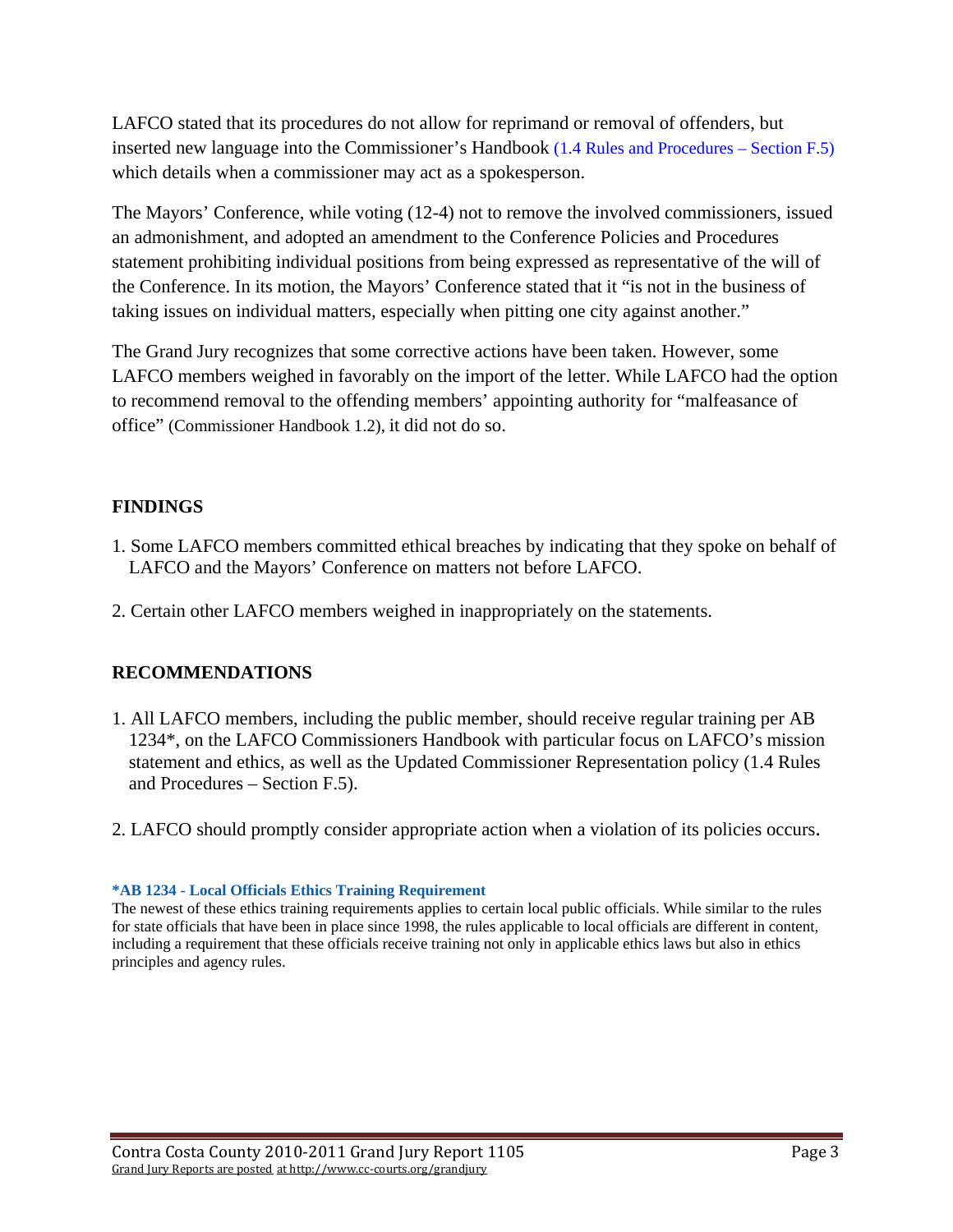LAFCO stated that its procedures do not allow for reprimand or removal of offenders, but inserted new language into the Commissioner's Handbook (1.4 Rules and Procedures – Section F.5) which details when a commissioner may act as a spokesperson.

The Mayors' Conference, while voting (12-4) not to remove the involved commissioners, issued an admonishment, and adopted an amendment to the Conference Policies and Procedures statement prohibiting individual positions from being expressed as representative of the will of the Conference. In its motion, the Mayors' Conference stated that it "is not in the business of taking issues on individual matters, especially when pitting one city against another."

The Grand Jury recognizes that some corrective actions have been taken. However, some LAFCO members weighed in favorably on the import of the letter. While LAFCO had the option to recommend removal to the offending members' appointing authority for "malfeasance of office" (Commissioner Handbook 1.2), it did not do so.

## FINDINGS

1. Some LAFCO members committed ethical breaches by indicating that they spoke on behalf of LAFCO and the Mayors' Conference on matters not before LAFCO.
2. Certain other LAFCO members weighed in inappropriately on the statements.

## RECOMMENDATIONS

1. All LAFCO members, including the public member, should receive regular training per AB 1234*, on the LAFCO Commissioners Handbook with particular focus on LAFCO's mission statement and ethics, as well as the Updated Commissioner Representation policy (1.4 Rules and Procedures – Section F.5).
2. LAFCO should promptly consider appropriate action when a violation of its policies occurs.

**\*AB 1234 - Local Officials Ethics Training Requirement**

The newest of these ethics training requirements applies to certain local public officials. While similar to the rules for state officials that have been in place since 1998, the rules applicable to local officials are different in content, including a requirement that these officials receive training not only in applicable ethics laws but also in ethics principles and agency rules.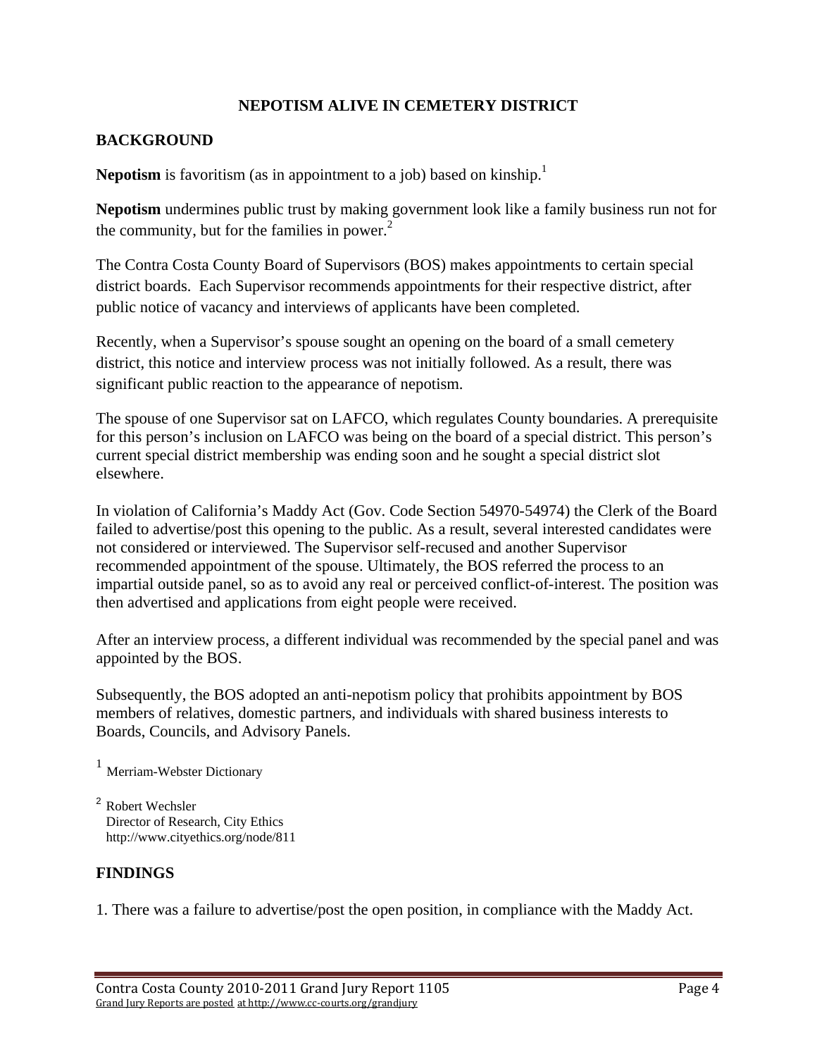# NEPOTISM ALIVE IN CEMETERY DISTRICT

## BACKGROUND

**Nepotism** is favoritism (as in appointment to a job) based on kinship.[1]

**Nepotism** undermines public trust by making government look like a family business run not for the community, but for the families in power.[2]

The Contra Costa County Board of Supervisors (BOS) makes appointments to certain special district boards. Each Supervisor recommends appointments for their respective district, after public notice of vacancy and interviews of applicants have been completed.

Recently, when a Supervisor's spouse sought an opening on the board of a small cemetery district, this notice and interview process was not initially followed. As a result, there was significant public reaction to the appearance of nepotism.

The spouse of one Supervisor sat on LAFCO, which regulates County boundaries. A prerequisite for this person's inclusion on LAFCO was being on the board of a special district. This person's current special district membership was ending soon and he sought a special district slot elsewhere.

In violation of California's Maddy Act (Gov. Code Section 54970-54974) the Clerk of the Board failed to advertise/post this opening to the public. As a result, several interested candidates were not considered or interviewed. The Supervisor self-recused and another Supervisor recommended appointment of the spouse. Ultimately, the BOS referred the process to an impartial outside panel, so as to avoid any real or perceived conflict-of-interest. The position was then advertised and applications from eight people were received.

After an interview process, a different individual was recommended by the special panel and was appointed by the BOS.

Subsequently, the BOS adopted an anti-nepotism policy that prohibits appointment by BOS members of relatives, domestic partners, and individuals with shared business interests to Boards, Councils, and Advisory Panels.

[1] Merriam-Webster Dictionary

[2] Robert Wechsler
Director of Research, City Ethics
http://www.cityethics.org/node/811

## FINDINGS

1. There was a failure to advertise/post the open position, in compliance with the Maddy Act.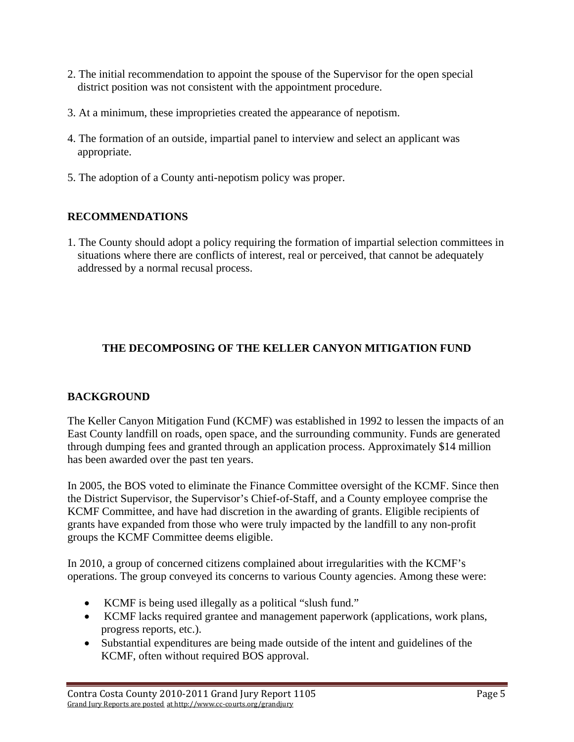2. The initial recommendation to appoint the spouse of the Supervisor for the open special district position was not consistent with the appointment procedure.

3. At a minimum, these improprieties created the appearance of nepotism.

4. The formation of an outside, impartial panel to interview and select an applicant was appropriate.

5. The adoption of a County anti-nepotism policy was proper.

## RECOMMENDATIONS

1. The County should adopt a policy requiring the formation of impartial selection committees in situations where there are conflicts of interest, real or perceived, that cannot be adequately addressed by a normal recusal process.

# THE DECOMPOSING OF THE KELLER CANYON MITIGATION FUND

## BACKGROUND

The Keller Canyon Mitigation Fund (KCMF) was established in 1992 to lessen the impacts of an East County landfill on roads, open space, and the surrounding community. Funds are generated through dumping fees and granted through an application process. Approximately $14 million has been awarded over the past ten years.

In 2005, the BOS voted to eliminate the Finance Committee oversight of the KCMF. Since then the District Supervisor, the Supervisor's Chief-of-Staff, and a County employee comprise the KCMF Committee, and have had discretion in the awarding of grants. Eligible recipients of grants have expanded from those who were truly impacted by the landfill to any non-profit groups the KCMF Committee deems eligible.

In 2010, a group of concerned citizens complained about irregularities with the KCMF's operations. The group conveyed its concerns to various County agencies. Among these were:

- KCMF is being used illegally as a political "slush fund."
- KCMF lacks required grantee and management paperwork (applications, work plans, progress reports, etc.).
- Substantial expenditures are being made outside of the intent and guidelines of the KCMF, often without required BOS approval.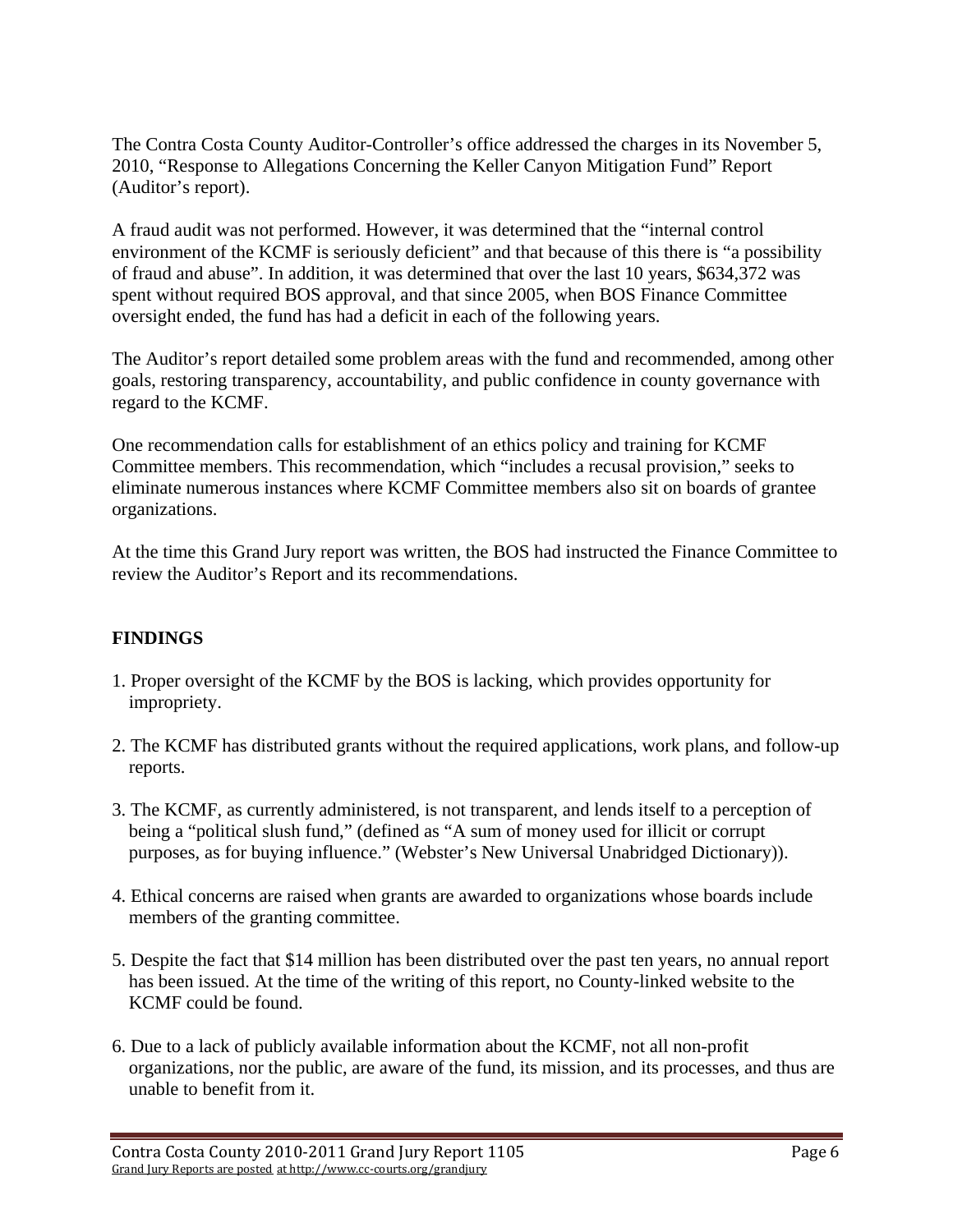The Contra Costa County Auditor-Controller's office addressed the charges in its November 5, 2010, "Response to Allegations Concerning the Keller Canyon Mitigation Fund" Report (Auditor's report).

A fraud audit was not performed. However, it was determined that the "internal control environment of the KCMF is seriously deficient" and that because of this there is "a possibility of fraud and abuse". In addition, it was determined that over the last 10 years, $634,372 was spent without required BOS approval, and that since 2005, when BOS Finance Committee oversight ended, the fund has had a deficit in each of the following years.

The Auditor's report detailed some problem areas with the fund and recommended, among other goals, restoring transparency, accountability, and public confidence in county governance with regard to the KCMF.

One recommendation calls for establishment of an ethics policy and training for KCMF Committee members. This recommendation, which "includes a recusal provision," seeks to eliminate numerous instances where KCMF Committee members also sit on boards of grantee organizations.

At the time this Grand Jury report was written, the BOS had instructed the Finance Committee to review the Auditor's Report and its recommendations.

## FINDINGS

1. Proper oversight of the KCMF by the BOS is lacking, which provides opportunity for impropriety.

2. The KCMF has distributed grants without the required applications, work plans, and follow-up reports.

3. The KCMF, as currently administered, is not transparent, and lends itself to a perception of being a "political slush fund," (defined as "A sum of money used for illicit or corrupt purposes, as for buying influence." (Webster's New Universal Unabridged Dictionary)).

4. Ethical concerns are raised when grants are awarded to organizations whose boards include members of the granting committee.

5. Despite the fact that $14 million has been distributed over the past ten years, no annual report has been issued. At the time of the writing of this report, no County-linked website to the KCMF could be found.

6. Due to a lack of publicly available information about the KCMF, not all non-profit organizations, nor the public, are aware of the fund, its mission, and its processes, and thus are unable to benefit from it.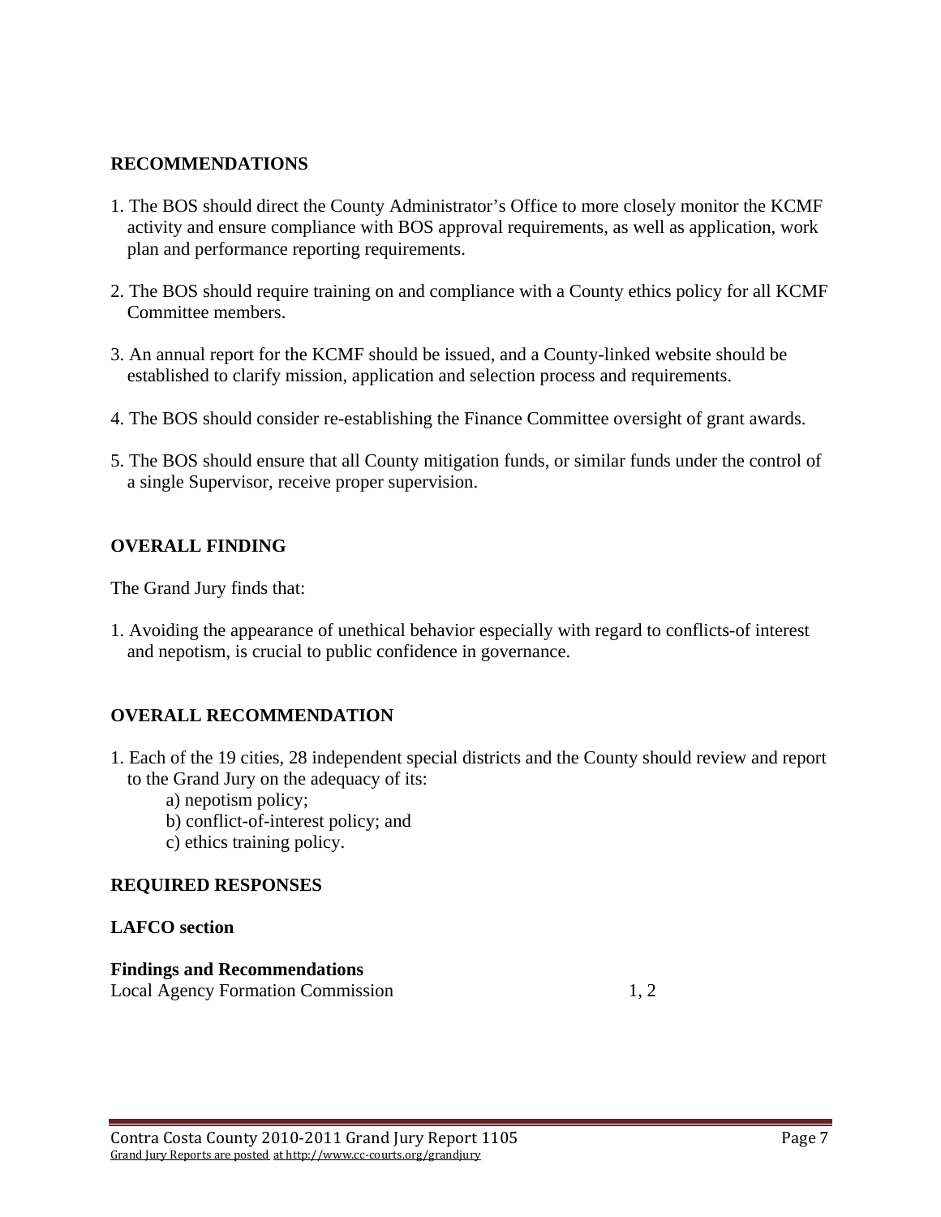## RECOMMENDATIONS

1. The BOS should direct the County Administrator's Office to more closely monitor the KCMF activity and ensure compliance with BOS approval requirements, as well as application, work plan and performance reporting requirements.

2. The BOS should require training on and compliance with a County ethics policy for all KCMF Committee members.

3. An annual report for the KCMF should be issued, and a County-linked website should be established to clarify mission, application and selection process and requirements.

4. The BOS should consider re-establishing the Finance Committee oversight of grant awards.

5. The BOS should ensure that all County mitigation funds, or similar funds under the control of a single Supervisor, receive proper supervision.

## OVERALL FINDING

The Grand Jury finds that:

1. Avoiding the appearance of unethical behavior especially with regard to conflicts-of interest and nepotism, is crucial to public confidence in governance.

## OVERALL RECOMMENDATION

1. Each of the 19 cities, 28 independent special districts and the County should review and report to the Grand Jury on the adequacy of its:
   a) nepotism policy;
   b) conflict-of-interest policy; and
   c) ethics training policy.

## REQUIRED RESPONSES

**LAFCO section**

**Findings and Recommendations**

| Local Agency Formation Commission | 1, 2 |
|---|---|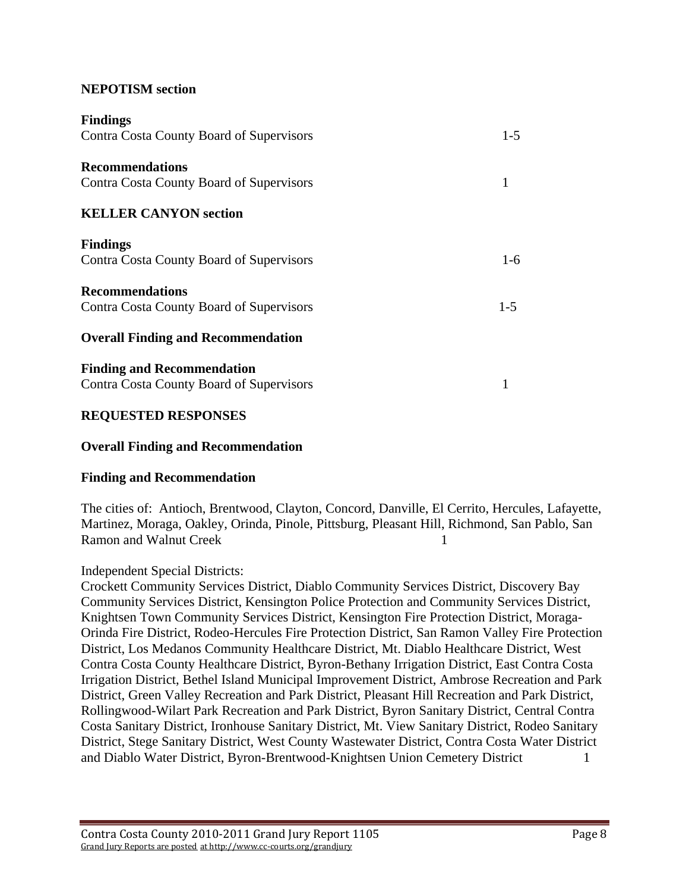**NEPOTISM section**

| | |
|---|---|
| **Findings** | |
| Contra Costa County Board of Supervisors | 1-5 |
| **Recommendations** | |
| Contra Costa County Board of Supervisors | 1 |

**KELLER CANYON section**

| | |
|---|---|
| **Findings** | |
| Contra Costa County Board of Supervisors | 1-6 |
| **Recommendations** | |
| Contra Costa County Board of Supervisors | 1-5 |

**Overall Finding and Recommendation**

| | |
|---|---|
| **Finding and Recommendation** | |
| Contra Costa County Board of Supervisors | 1 |

**REQUESTED RESPONSES**

**Overall Finding and Recommendation**

**Finding and Recommendation**

The cities of: Antioch, Brentwood, Clayton, Concord, Danville, El Cerrito, Hercules, Lafayette, Martinez, Moraga, Oakley, Orinda, Pinole, Pittsburg, Pleasant Hill, Richmond, San Pablo, San Ramon and Walnut Creek 1

Independent Special Districts:
Crockett Community Services District, Diablo Community Services District, Discovery Bay Community Services District, Kensington Police Protection and Community Services District, Knightsen Town Community Services District, Kensington Fire Protection District, Moraga-Orinda Fire District, Rodeo-Hercules Fire Protection District, San Ramon Valley Fire Protection District, Los Medanos Community Healthcare District, Mt. Diablo Healthcare District, West Contra Costa County Healthcare District, Byron-Bethany Irrigation District, East Contra Costa Irrigation District, Bethel Island Municipal Improvement District, Ambrose Recreation and Park District, Green Valley Recreation and Park District, Pleasant Hill Recreation and Park District, Rollingwood-Wilart Park Recreation and Park District, Byron Sanitary District, Central Contra Costa Sanitary District, Ironhouse Sanitary District, Mt. View Sanitary District, Rodeo Sanitary District, Stege Sanitary District, West County Wastewater District, Contra Costa Water District and Diablo Water District, Byron-Brentwood-Knightsen Union Cemetery District 1